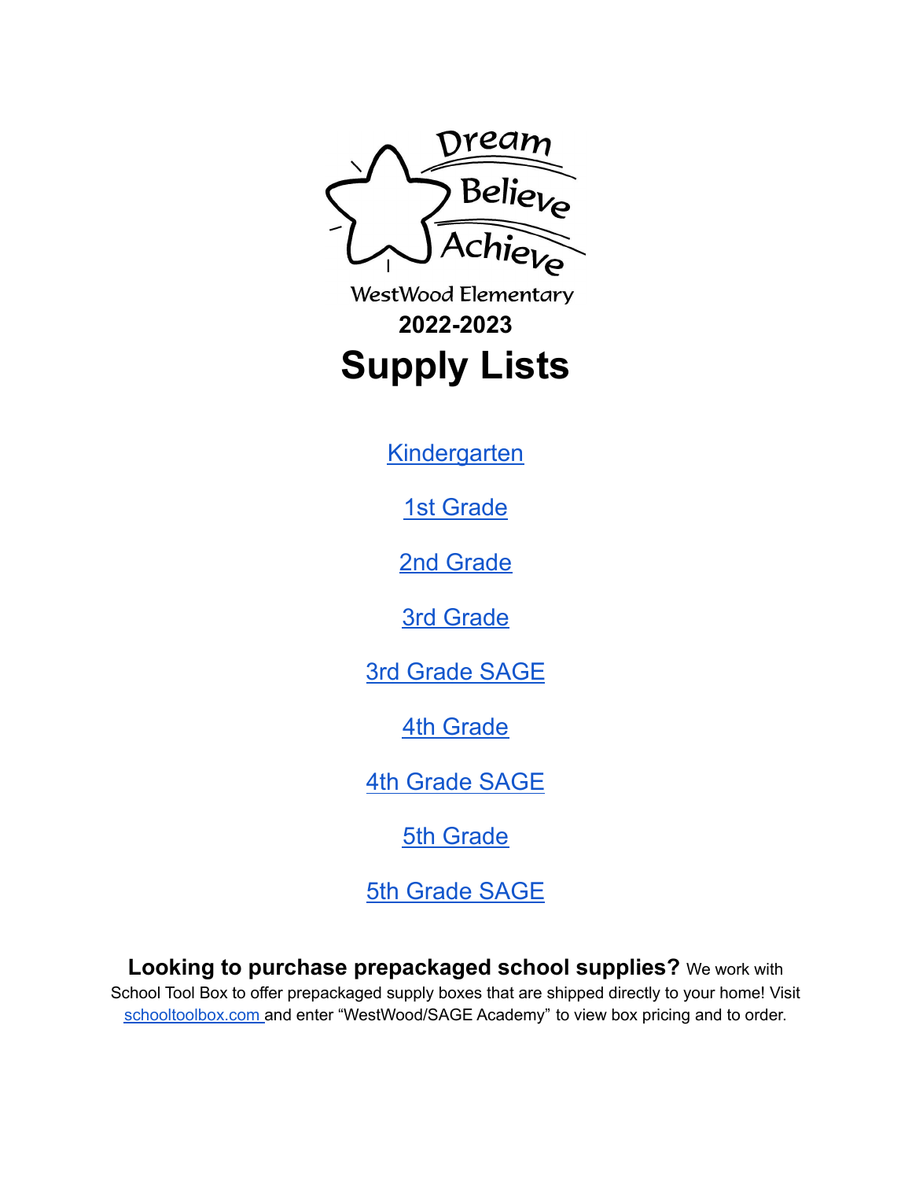Dream

Believe

Achieve

WestWood Elementary

**2022-2023**

# Supply Lists

[Kindergarten]

[1st Grade]

[2nd Grade]

[3rd Grade]

[3rd Grade SAGE]

[4th Grade]

[4th Grade SAGE]

[5th Grade]

[5th Grade SAGE]

**Looking to purchase prepackaged school supplies?** We work with School Tool Box to offer prepackaged supply boxes that are shipped directly to your home! Visit schooltoolbox.com and enter "WestWood/SAGE Academy" to view box pricing and to order.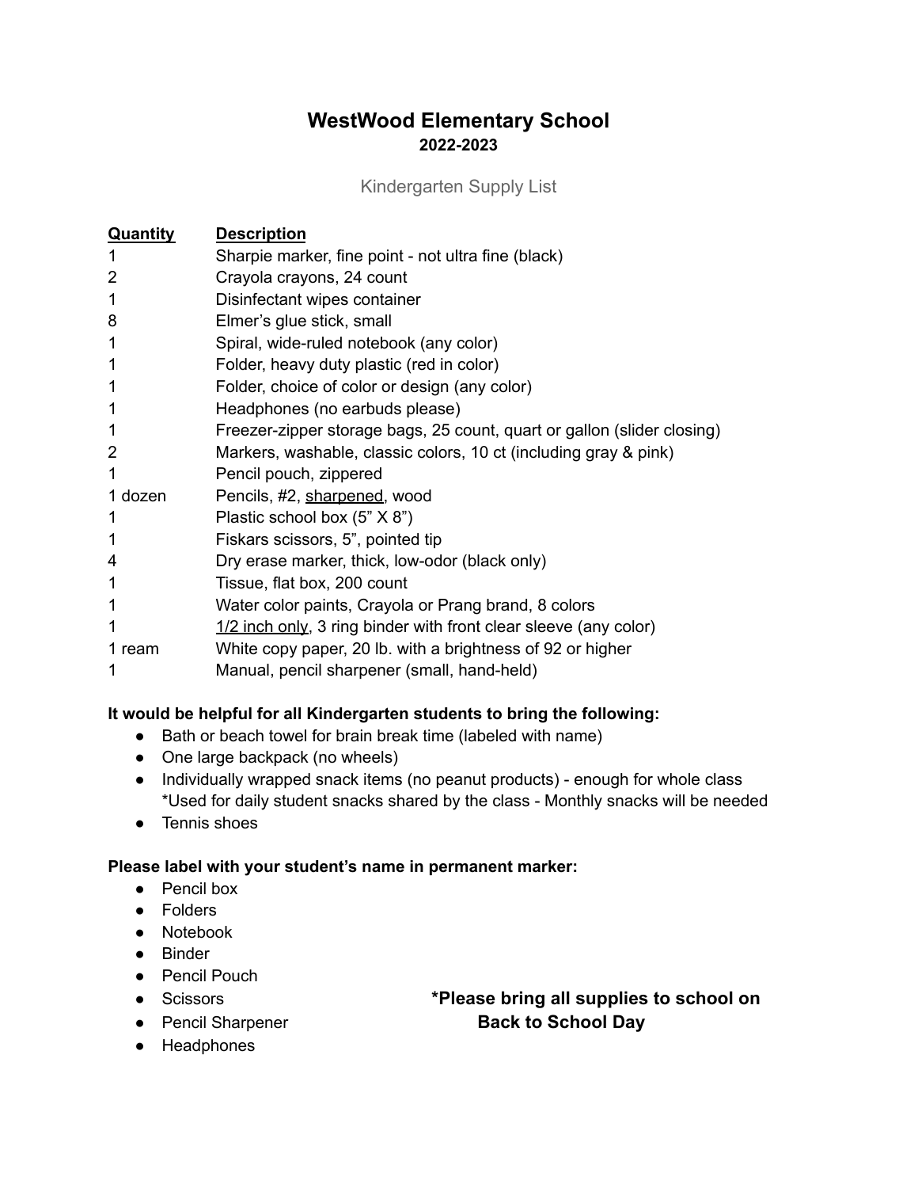# WestWood Elementary School
## 2022-2023

Kindergarten Supply List

| Quantity | Description |
| --- | --- |
| 1 | Sharpie marker, fine point - not ultra fine (black) |
| 2 | Crayola crayons, 24 count |
| 1 | Disinfectant wipes container |
| 8 | Elmer's glue stick, small |
| 1 | Spiral, wide-ruled notebook (any color) |
| 1 | Folder, heavy duty plastic (red in color) |
| 1 | Folder, choice of color or design (any color) |
| 1 | Headphones (no earbuds please) |
| 1 | Freezer-zipper storage bags, 25 count, quart or gallon (slider closing) |
| 2 | Markers, washable, classic colors, 10 ct (including gray & pink) |
| 1 | Pencil pouch, zippered |
| 1 dozen | Pencils, #2, sharpened, wood |
| 1 | Plastic school box (5" X 8") |
| 1 | Fiskars scissors, 5", pointed tip |
| 4 | Dry erase marker, thick, low-odor (black only) |
| 1 | Tissue, flat box, 200 count |
| 1 | Water color paints, Crayola or Prang brand, 8 colors |
| 1 | 1/2 inch only, 3 ring binder with front clear sleeve (any color) |
| 1 ream | White copy paper, 20 lb. with a brightness of 92 or higher |
| 1 | Manual, pencil sharpener (small, hand-held) |

**It would be helpful for all Kindergarten students to bring the following:**

- Bath or beach towel for brain break time (labeled with name)
- One large backpack (no wheels)
- Individually wrapped snack items (no peanut products) - enough for whole class *Used for daily student snacks shared by the class - Monthly snacks will be needed
- Tennis shoes

**Please label with your student's name in permanent marker:**

- Pencil box
- Folders
- Notebook
- Binder
- Pencil Pouch
- Scissors
- Pencil Sharpener
- Headphones

***Please bring all supplies to school on Back to School Day**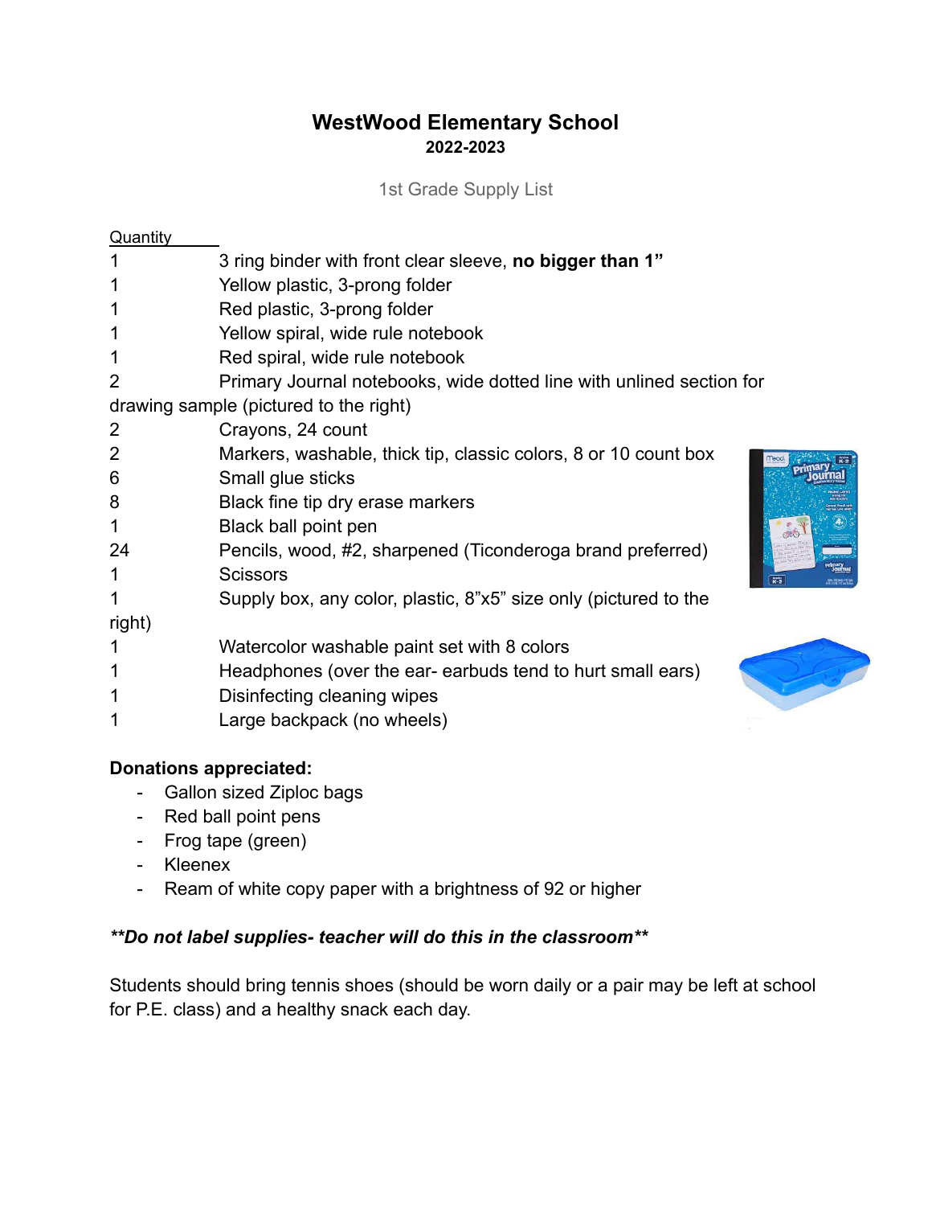# WestWood Elementary School

**2022-2023**

1st Grade Supply List

| Quantity | |
|---|---|
| 1 | 3 ring binder with front clear sleeve, **no bigger than 1”** |
| 1 | Yellow plastic, 3-prong folder |
| 1 | Red plastic, 3-prong folder |
| 1 | Yellow spiral, wide rule notebook |
| 1 | Red spiral, wide rule notebook |
| 2 | Primary Journal notebooks, wide dotted line with unlined section for drawing sample (pictured to the right) |
| 2 | Crayons, 24 count |
| 2 | Markers, washable, thick tip, classic colors, 8 or 10 count box |
| 6 | Small glue sticks |
| 8 | Black fine tip dry erase markers |
| 1 | Black ball point pen |
| 24 | Pencils, wood, #2, sharpened (Ticonderoga brand preferred) |
| 1 | Scissors |
| 1 | Supply box, any color, plastic, 8”x5” size only (pictured to the right) |
| 1 | Watercolor washable paint set with 8 colors |
| 1 | Headphones (over the ear- earbuds tend to hurt small ears) |
| 1 | Disinfecting cleaning wipes |
| 1 | Large backpack (no wheels) |

**Donations appreciated:**

- Gallon sized Ziploc bags
- Red ball point pens
- Frog tape (green)
- Kleenex
- Ream of white copy paper with a brightness of 92 or higher

***\*\*Do not label supplies- teacher will do this in the classroom\*\****

Students should bring tennis shoes (should be worn daily or a pair may be left at school for P.E. class) and a healthy snack each day.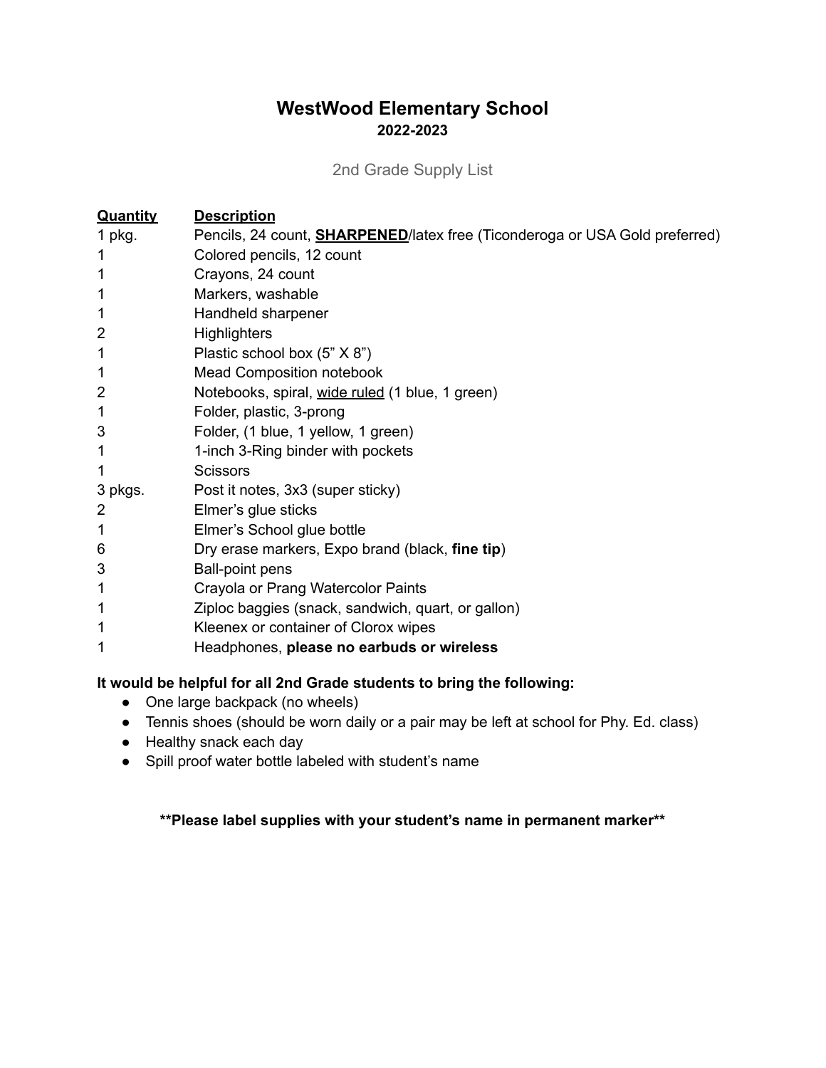# WestWood Elementary School

**2022-2023**

2nd Grade Supply List

| Quantity | Description |
|---|---|
| 1 pkg. | Pencils, 24 count, **SHARPENED**/latex free (Ticonderoga or USA Gold preferred) |
| 1 | Colored pencils, 12 count |
| 1 | Crayons, 24 count |
| 1 | Markers, washable |
| 1 | Handheld sharpener |
| 2 | Highlighters |
| 1 | Plastic school box (5" X 8") |
| 1 | Mead Composition notebook |
| 2 | Notebooks, spiral, wide ruled (1 blue, 1 green) |
| 1 | Folder, plastic, 3-prong |
| 3 | Folder, (1 blue, 1 yellow, 1 green) |
| 1 | 1-inch 3-Ring binder with pockets |
| 1 | Scissors |
| 3 pkgs. | Post it notes, 3x3 (super sticky) |
| 2 | Elmer's glue sticks |
| 1 | Elmer's School glue bottle |
| 6 | Dry erase markers, Expo brand (black, **fine tip**) |
| 3 | Ball-point pens |
| 1 | Crayola or Prang Watercolor Paints |
| 1 | Ziploc baggies (snack, sandwich, quart, or gallon) |
| 1 | Kleenex or container of Clorox wipes |
| 1 | Headphones, **please no earbuds or wireless** |

**It would be helpful for all 2nd Grade students to bring the following:**

- One large backpack (no wheels)
- Tennis shoes (should be worn daily or a pair may be left at school for Phy. Ed. class)
- Healthy snack each day
- Spill proof water bottle labeled with student's name

**\*\*Please label supplies with your student's name in permanent marker\*\***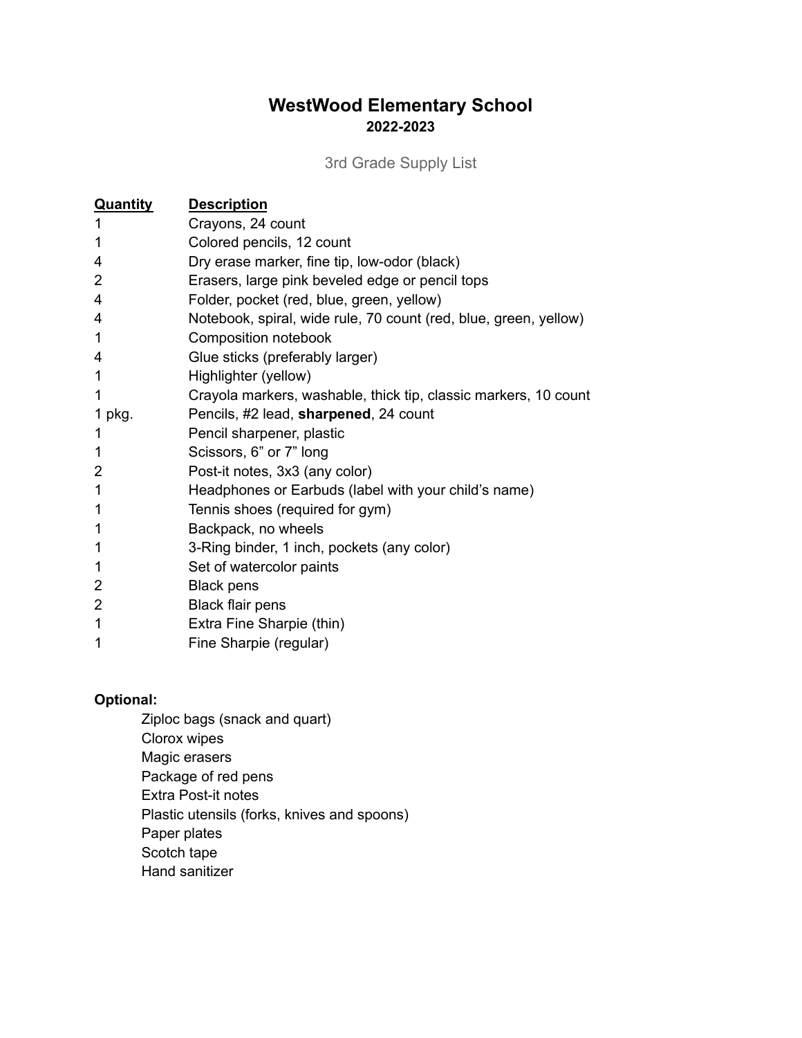# WestWood Elementary School

**2022-2023**

## 3rd Grade Supply List

| Quantity | Description |
|---|---|
| 1 | Crayons, 24 count |
| 1 | Colored pencils, 12 count |
| 4 | Dry erase marker, fine tip, low-odor (black) |
| 2 | Erasers, large pink beveled edge or pencil tops |
| 4 | Folder, pocket (red, blue, green, yellow) |
| 4 | Notebook, spiral, wide rule, 70 count (red, blue, green, yellow) |
| 1 | Composition notebook |
| 4 | Glue sticks (preferably larger) |
| 1 | Highlighter (yellow) |
| 1 | Crayola markers, washable, thick tip, classic markers, 10 count |
| 1 pkg. | Pencils, #2 lead, **sharpened**, 24 count |
| 1 | Pencil sharpener, plastic |
| 1 | Scissors, 6" or 7" long |
| 2 | Post-it notes, 3x3 (any color) |
| 1 | Headphones or Earbuds (label with your child's name) |
| 1 | Tennis shoes (required for gym) |
| 1 | Backpack, no wheels |
| 1 | 3-Ring binder, 1 inch, pockets (any color) |
| 1 | Set of watercolor paints |
| 2 | Black pens |
| 2 | Black flair pens |
| 1 | Extra Fine Sharpie (thin) |
| 1 | Fine Sharpie (regular) |

**Optional:**

- Ziploc bags (snack and quart)
- Clorox wipes
- Magic erasers
- Package of red pens
- Extra Post-it notes
- Plastic utensils (forks, knives and spoons)
- Paper plates
- Scotch tape
- Hand sanitizer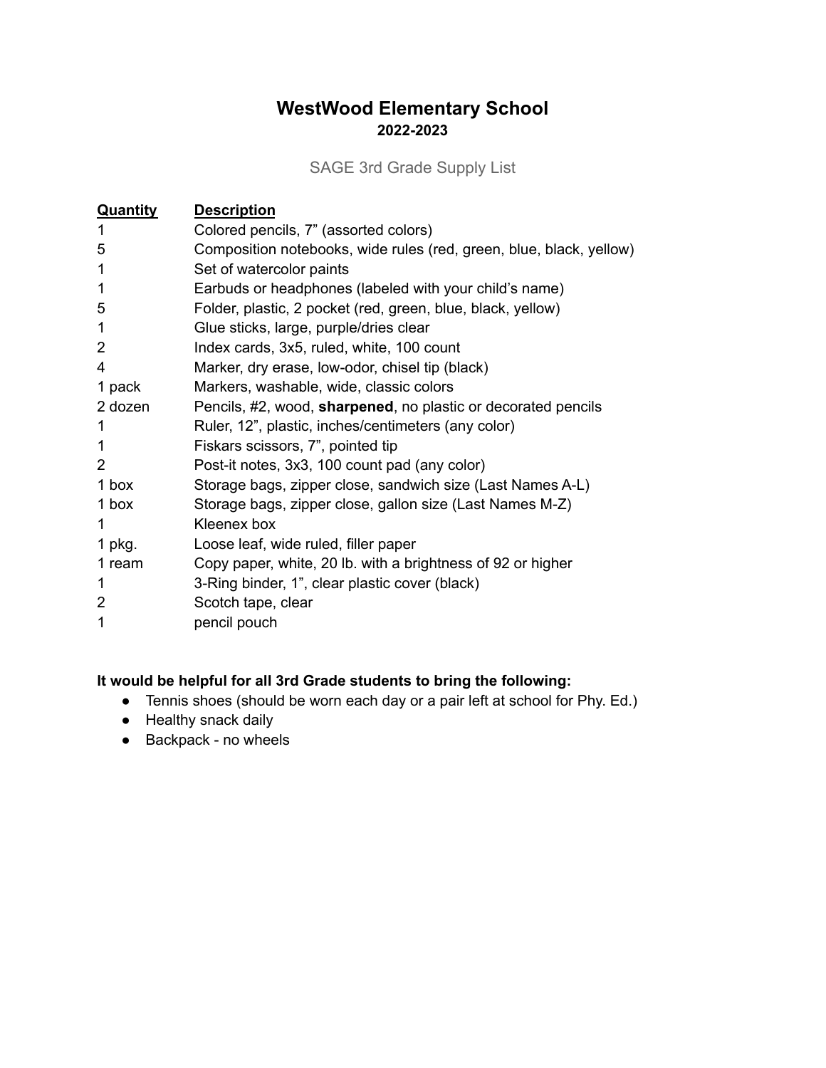# WestWood Elementary School

**2022-2023**

SAGE 3rd Grade Supply List

| Quantity | Description |
|---|---|
| 1 | Colored pencils, 7" (assorted colors) |
| 5 | Composition notebooks, wide rules (red, green, blue, black, yellow) |
| 1 | Set of watercolor paints |
| 1 | Earbuds or headphones (labeled with your child's name) |
| 5 | Folder, plastic, 2 pocket (red, green, blue, black, yellow) |
| 1 | Glue sticks, large, purple/dries clear |
| 2 | Index cards, 3x5, ruled, white, 100 count |
| 4 | Marker, dry erase, low-odor, chisel tip (black) |
| 1 pack | Markers, washable, wide, classic colors |
| 2 dozen | Pencils, #2, wood, **sharpened**, no plastic or decorated pencils |
| 1 | Ruler, 12", plastic, inches/centimeters (any color) |
| 1 | Fiskars scissors, 7", pointed tip |
| 2 | Post-it notes, 3x3, 100 count pad (any color) |
| 1 box | Storage bags, zipper close, sandwich size (Last Names A-L) |
| 1 box | Storage bags, zipper close, gallon size (Last Names M-Z) |
| 1 | Kleenex box |
| 1 pkg. | Loose leaf, wide ruled, filler paper |
| 1 ream | Copy paper, white, 20 lb. with a brightness of 92 or higher |
| 1 | 3-Ring binder, 1", clear plastic cover (black) |
| 2 | Scotch tape, clear |
| 1 | pencil pouch |

**It would be helpful for all 3rd Grade students to bring the following:**

- Tennis shoes (should be worn each day or a pair left at school for Phy. Ed.)
- Healthy snack daily
- Backpack - no wheels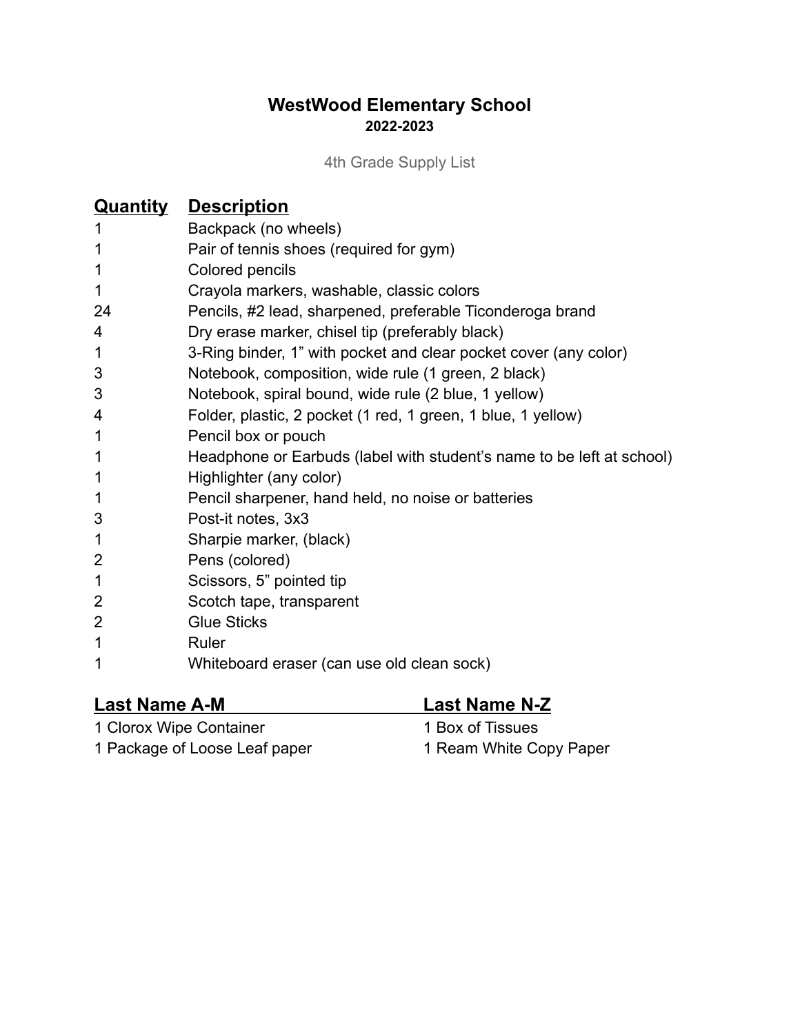# WestWood Elementary School

**2022-2023**

4th Grade Supply List

| Quantity | Description |
| --- | --- |
| 1 | Backpack (no wheels) |
| 1 | Pair of tennis shoes (required for gym) |
| 1 | Colored pencils |
| 1 | Crayola markers, washable, classic colors |
| 24 | Pencils, #2 lead, sharpened, preferable Ticonderoga brand |
| 4 | Dry erase marker, chisel tip (preferably black) |
| 1 | 3-Ring binder, 1” with pocket and clear pocket cover (any color) |
| 3 | Notebook, composition, wide rule (1 green, 2 black) |
| 3 | Notebook, spiral bound, wide rule (2 blue, 1 yellow) |
| 4 | Folder, plastic, 2 pocket (1 red, 1 green, 1 blue, 1 yellow) |
| 1 | Pencil box or pouch |
| 1 | Headphone or Earbuds (label with student’s name to be left at school) |
| 1 | Highlighter (any color) |
| 1 | Pencil sharpener, hand held, no noise or batteries |
| 3 | Post-it notes, 3x3 |
| 1 | Sharpie marker, (black) |
| 2 | Pens (colored) |
| 1 | Scissors, 5” pointed tip |
| 2 | Scotch tape, transparent |
| 2 | Glue Sticks |
| 1 | Ruler |
| 1 | Whiteboard eraser (can use old clean sock) |

| Last Name A-M | Last Name N-Z |
| --- | --- |
| 1 Clorox Wipe Container | 1 Box of Tissues |
| 1 Package of Loose Leaf paper | 1 Ream White Copy Paper |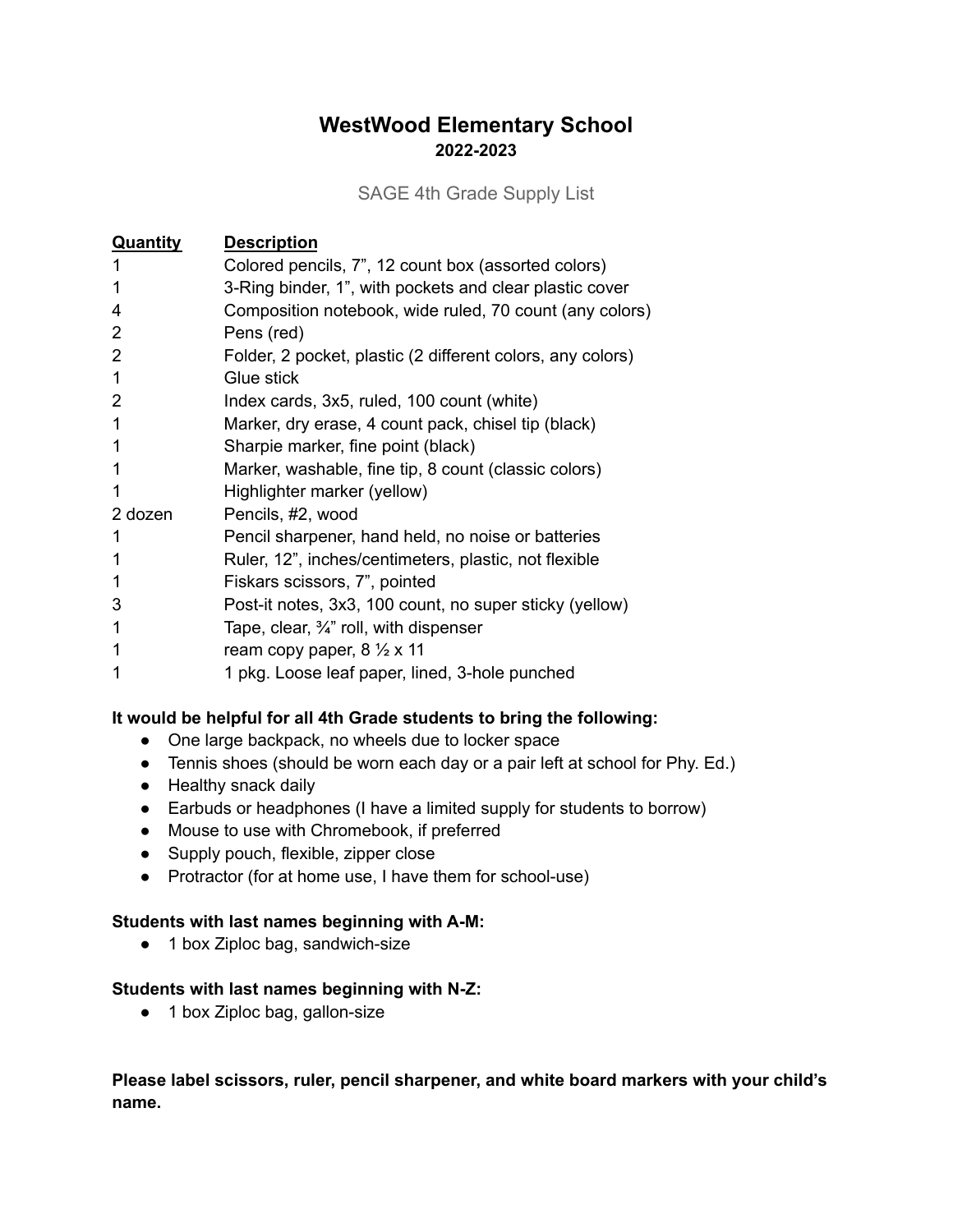# WestWood Elementary School

**2022-2023**

SAGE 4th Grade Supply List

| Quantity | Description |
|---|---|
| 1 | Colored pencils, 7", 12 count box (assorted colors) |
| 1 | 3-Ring binder, 1", with pockets and clear plastic cover |
| 4 | Composition notebook, wide ruled, 70 count (any colors) |
| 2 | Pens (red) |
| 2 | Folder, 2 pocket, plastic (2 different colors, any colors) |
| 1 | Glue stick |
| 2 | Index cards, 3x5, ruled, 100 count (white) |
| 1 | Marker, dry erase, 4 count pack, chisel tip (black) |
| 1 | Sharpie marker, fine point (black) |
| 1 | Marker, washable, fine tip, 8 count (classic colors) |
| 1 | Highlighter marker (yellow) |
| 2 dozen | Pencils, #2, wood |
| 1 | Pencil sharpener, hand held, no noise or batteries |
| 1 | Ruler, 12", inches/centimeters, plastic, not flexible |
| 1 | Fiskars scissors, 7", pointed |
| 3 | Post-it notes, 3x3, 100 count, no super sticky (yellow) |
| 1 | Tape, clear, ¾" roll, with dispenser |
| 1 | ream copy paper, 8 ½ x 11 |
| 1 | 1 pkg. Loose leaf paper, lined, 3-hole punched |

**It would be helpful for all 4th Grade students to bring the following:**

- One large backpack, no wheels due to locker space
- Tennis shoes (should be worn each day or a pair left at school for Phy. Ed.)
- Healthy snack daily
- Earbuds or headphones (I have a limited supply for students to borrow)
- Mouse to use with Chromebook, if preferred
- Supply pouch, flexible, zipper close
- Protractor (for at home use, I have them for school-use)

**Students with last names beginning with A-M:**

- 1 box Ziploc bag, sandwich-size

**Students with last names beginning with N-Z:**

- 1 box Ziploc bag, gallon-size

**Please label scissors, ruler, pencil sharpener, and white board markers with your child's name.**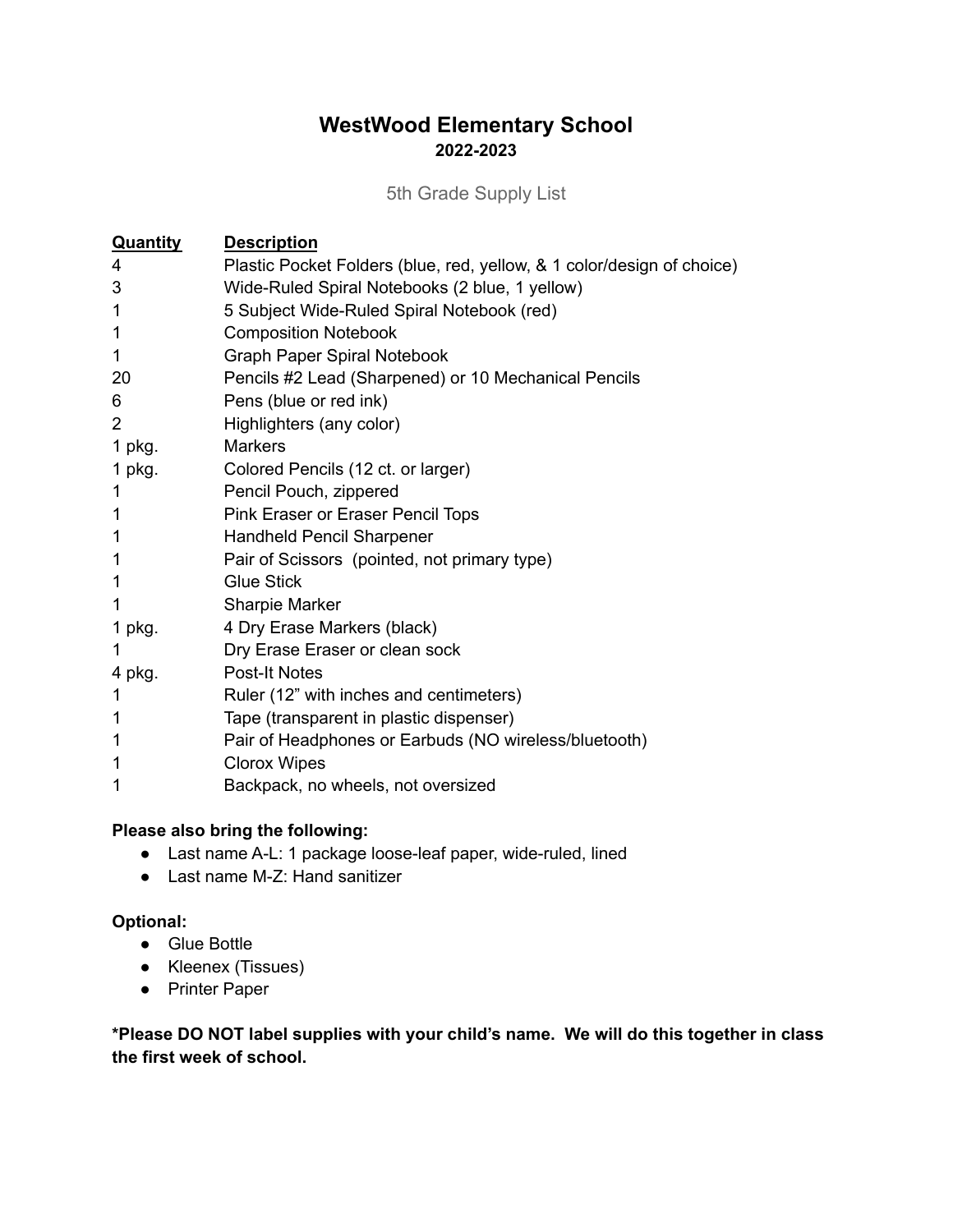# WestWood Elementary School

**2022-2023**

5th Grade Supply List

| Quantity | Description |
| --- | --- |
| 4 | Plastic Pocket Folders (blue, red, yellow, & 1 color/design of choice) |
| 3 | Wide-Ruled Spiral Notebooks (2 blue, 1 yellow) |
| 1 | 5 Subject Wide-Ruled Spiral Notebook (red) |
| 1 | Composition Notebook |
| 1 | Graph Paper Spiral Notebook |
| 20 | Pencils #2 Lead (Sharpened) or 10 Mechanical Pencils |
| 6 | Pens (blue or red ink) |
| 2 | Highlighters (any color) |
| 1 pkg. | Markers |
| 1 pkg. | Colored Pencils (12 ct. or larger) |
| 1 | Pencil Pouch, zippered |
| 1 | Pink Eraser or Eraser Pencil Tops |
| 1 | Handheld Pencil Sharpener |
| 1 | Pair of Scissors (pointed, not primary type) |
| 1 | Glue Stick |
| 1 | Sharpie Marker |
| 1 pkg. | 4 Dry Erase Markers (black) |
| 1 | Dry Erase Eraser or clean sock |
| 4 pkg. | Post-It Notes |
| 1 | Ruler (12” with inches and centimeters) |
| 1 | Tape (transparent in plastic dispenser) |
| 1 | Pair of Headphones or Earbuds (NO wireless/bluetooth) |
| 1 | Clorox Wipes |
| 1 | Backpack, no wheels, not oversized |

**Please also bring the following:**

- Last name A-L: 1 package loose-leaf paper, wide-ruled, lined
- Last name M-Z: Hand sanitizer

**Optional:**

- Glue Bottle
- Kleenex (Tissues)
- Printer Paper

***Please DO NOT label supplies with your child’s name. We will do this together in class the first week of school.**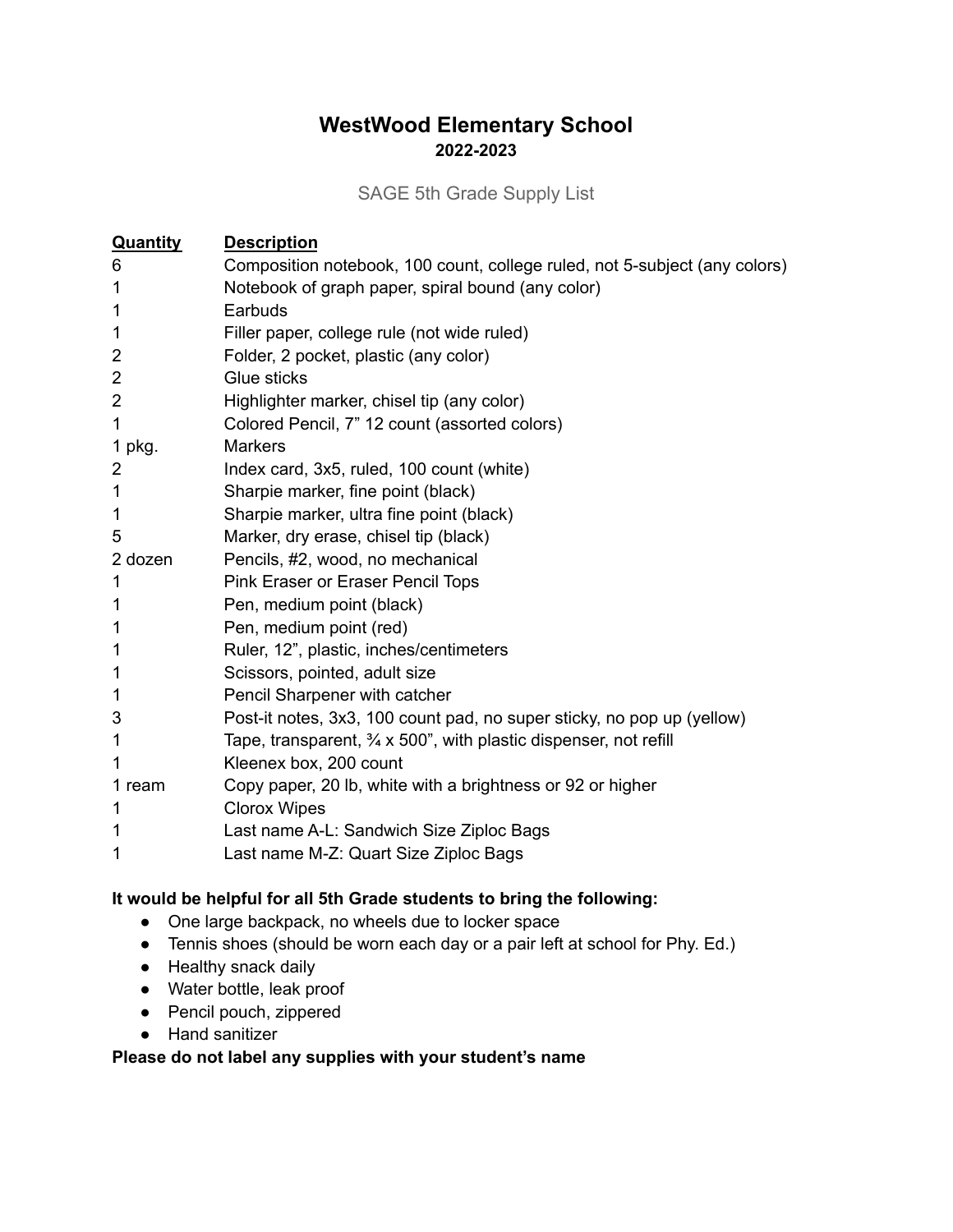# WestWood Elementary School

## 2022-2023

SAGE 5th Grade Supply List

| Quantity | Description |
|---|---|
| 6 | Composition notebook, 100 count, college ruled, not 5-subject (any colors) |
| 1 | Notebook of graph paper, spiral bound (any color) |
| 1 | Earbuds |
| 1 | Filler paper, college rule (not wide ruled) |
| 2 | Folder, 2 pocket, plastic (any color) |
| 2 | Glue sticks |
| 2 | Highlighter marker, chisel tip (any color) |
| 1 | Colored Pencil, 7" 12 count (assorted colors) |
| 1 pkg. | Markers |
| 2 | Index card, 3x5, ruled, 100 count (white) |
| 1 | Sharpie marker, fine point (black) |
| 1 | Sharpie marker, ultra fine point (black) |
| 5 | Marker, dry erase, chisel tip (black) |
| 2 dozen | Pencils, #2, wood, no mechanical |
| 1 | Pink Eraser or Eraser Pencil Tops |
| 1 | Pen, medium point (black) |
| 1 | Pen, medium point (red) |
| 1 | Ruler, 12", plastic, inches/centimeters |
| 1 | Scissors, pointed, adult size |
| 1 | Pencil Sharpener with catcher |
| 3 | Post-it notes, 3x3, 100 count pad, no super sticky, no pop up (yellow) |
| 1 | Tape, transparent, ¾ x 500", with plastic dispenser, not refill |
| 1 | Kleenex box, 200 count |
| 1 ream | Copy paper, 20 lb, white with a brightness or 92 or higher |
| 1 | Clorox Wipes |
| 1 | Last name A-L: Sandwich Size Ziploc Bags |
| 1 | Last name M-Z: Quart Size Ziploc Bags |

**It would be helpful for all 5th Grade students to bring the following:**

- One large backpack, no wheels due to locker space
- Tennis shoes (should be worn each day or a pair left at school for Phy. Ed.)
- Healthy snack daily
- Water bottle, leak proof
- Pencil pouch, zippered
- Hand sanitizer

**Please do not label any supplies with your student's name**